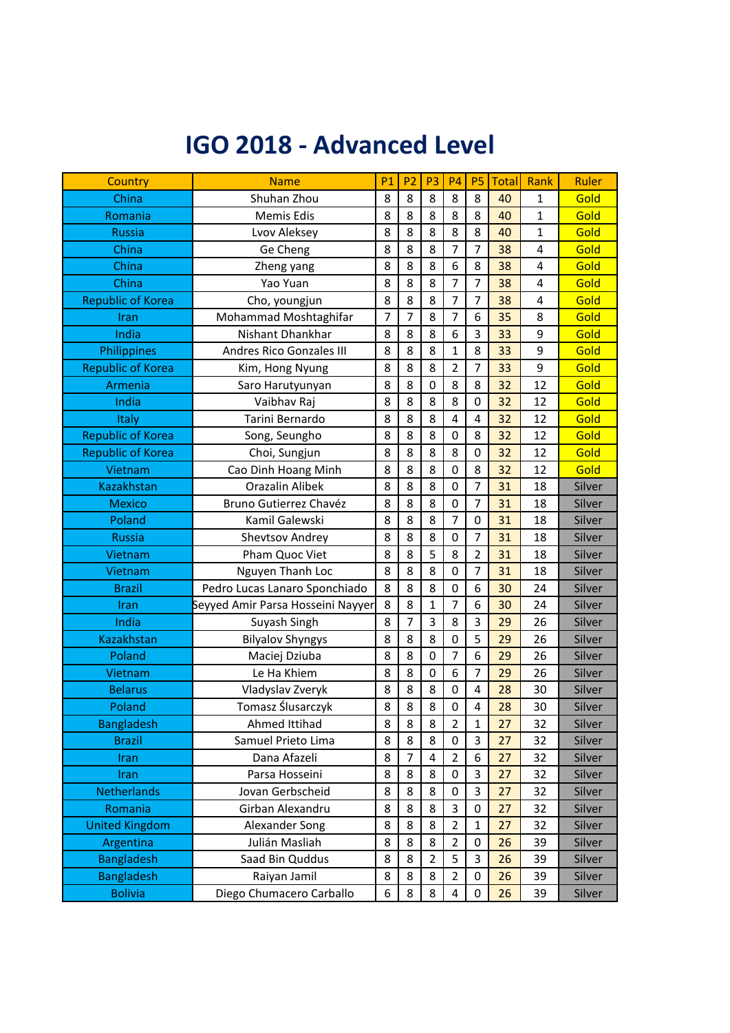# IGO 2018 - Advanced Level

| Country | Name | P1 | P2 | P3 | P4 | P5 | Total | Rank | Ruler |
|---|---|---|---|---|---|---|---|---|---|
| China | Shuhan Zhou | 8 | 8 | 8 | 8 | 8 | 40 | 1 | Gold |
| Romania | Memis Edis | 8 | 8 | 8 | 8 | 8 | 40 | 1 | Gold |
| Russia | Lvov Aleksey | 8 | 8 | 8 | 8 | 8 | 40 | 1 | Gold |
| China | Ge Cheng | 8 | 8 | 8 | 7 | 7 | 38 | 4 | Gold |
| China | Zheng yang | 8 | 8 | 8 | 6 | 8 | 38 | 4 | Gold |
| China | Yao Yuan | 8 | 8 | 8 | 7 | 7 | 38 | 4 | Gold |
| Republic of Korea | Cho, youngjun | 8 | 8 | 8 | 7 | 7 | 38 | 4 | Gold |
| Iran | Mohammad Moshtaghifar | 7 | 7 | 8 | 7 | 6 | 35 | 8 | Gold |
| India | Nishant Dhankhar | 8 | 8 | 8 | 6 | 3 | 33 | 9 | Gold |
| Philippines | Andres Rico Gonzales III | 8 | 8 | 8 | 1 | 8 | 33 | 9 | Gold |
| Republic of Korea | Kim, Hong Nyung | 8 | 8 | 8 | 2 | 7 | 33 | 9 | Gold |
| Armenia | Saro Harutyunyan | 8 | 8 | 0 | 8 | 8 | 32 | 12 | Gold |
| India | Vaibhav Raj | 8 | 8 | 8 | 8 | 0 | 32 | 12 | Gold |
| Italy | Tarini Bernardo | 8 | 8 | 8 | 4 | 4 | 32 | 12 | Gold |
| Republic of Korea | Song, Seungho | 8 | 8 | 8 | 0 | 8 | 32 | 12 | Gold |
| Republic of Korea | Choi, Sungjun | 8 | 8 | 8 | 8 | 0 | 32 | 12 | Gold |
| Vietnam | Cao Dinh Hoang Minh | 8 | 8 | 8 | 0 | 8 | 32 | 12 | Gold |
| Kazakhstan | Orazalin Alibek | 8 | 8 | 8 | 0 | 7 | 31 | 18 | Silver |
| Mexico | Bruno Gutierrez Chavéz | 8 | 8 | 8 | 0 | 7 | 31 | 18 | Silver |
| Poland | Kamil Galewski | 8 | 8 | 8 | 7 | 0 | 31 | 18 | Silver |
| Russia | Shevtsov Andrey | 8 | 8 | 8 | 0 | 7 | 31 | 18 | Silver |
| Vietnam | Pham Quoc Viet | 8 | 8 | 5 | 8 | 2 | 31 | 18 | Silver |
| Vietnam | Nguyen Thanh Loc | 8 | 8 | 8 | 0 | 7 | 31 | 18 | Silver |
| Brazil | Pedro Lucas Lanaro Sponchiado | 8 | 8 | 8 | 0 | 6 | 30 | 24 | Silver |
| Iran | Seyyed Amir Parsa Hosseini Nayyer | 8 | 8 | 1 | 7 | 6 | 30 | 24 | Silver |
| India | Suyash Singh | 8 | 7 | 3 | 8 | 3 | 29 | 26 | Silver |
| Kazakhstan | Bilyalov Shyngys | 8 | 8 | 8 | 0 | 5 | 29 | 26 | Silver |
| Poland | Maciej Dziuba | 8 | 8 | 0 | 7 | 6 | 29 | 26 | Silver |
| Vietnam | Le Ha Khiem | 8 | 8 | 0 | 6 | 7 | 29 | 26 | Silver |
| Belarus | Vladyslav Zveryk | 8 | 8 | 8 | 0 | 4 | 28 | 30 | Silver |
| Poland | Tomasz Ślusarczyk | 8 | 8 | 8 | 0 | 4 | 28 | 30 | Silver |
| Bangladesh | Ahmed Ittihad | 8 | 8 | 8 | 2 | 1 | 27 | 32 | Silver |
| Brazil | Samuel Prieto Lima | 8 | 8 | 8 | 0 | 3 | 27 | 32 | Silver |
| Iran | Dana Afazeli | 8 | 7 | 4 | 2 | 6 | 27 | 32 | Silver |
| Iran | Parsa Hosseini | 8 | 8 | 8 | 0 | 3 | 27 | 32 | Silver |
| Netherlands | Jovan Gerbscheid | 8 | 8 | 8 | 0 | 3 | 27 | 32 | Silver |
| Romania | Girban Alexandru | 8 | 8 | 8 | 3 | 0 | 27 | 32 | Silver |
| United Kingdom | Alexander Song | 8 | 8 | 8 | 2 | 1 | 27 | 32 | Silver |
| Argentina | Julián Masliah | 8 | 8 | 8 | 2 | 0 | 26 | 39 | Silver |
| Bangladesh | Saad Bin Quddus | 8 | 8 | 2 | 5 | 3 | 26 | 39 | Silver |
| Bangladesh | Raiyan Jamil | 8 | 8 | 8 | 2 | 0 | 26 | 39 | Silver |
| Bolivia | Diego Chumacero Carballo | 6 | 8 | 8 | 4 | 0 | 26 | 39 | Silver |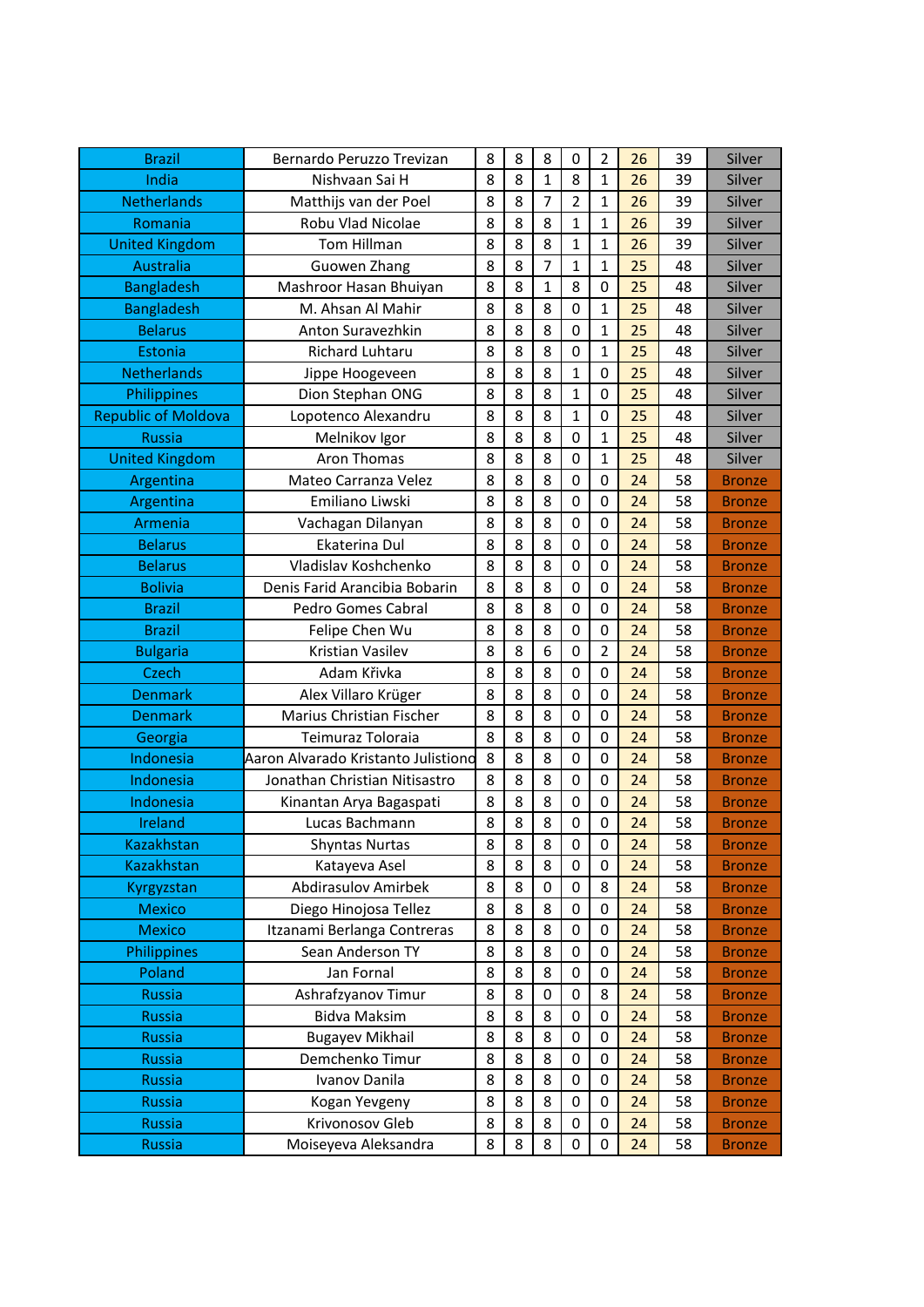| | | | | | | | | | |
|---|---|---|---|---|---|---|---|---|---|
| Brazil | Bernardo Peruzzo Trevizan | 8 | 8 | 8 | 0 | 2 | 26 | 39 | Silver |
| India | Nishvaan Sai H | 8 | 8 | 1 | 8 | 1 | 26 | 39 | Silver |
| Netherlands | Matthijs van der Poel | 8 | 8 | 7 | 2 | 1 | 26 | 39 | Silver |
| Romania | Robu Vlad Nicolae | 8 | 8 | 8 | 1 | 1 | 26 | 39 | Silver |
| United Kingdom | Tom Hillman | 8 | 8 | 8 | 1 | 1 | 26 | 39 | Silver |
| Australia | Guowen Zhang | 8 | 8 | 7 | 1 | 1 | 25 | 48 | Silver |
| Bangladesh | Mashroor Hasan Bhuiyan | 8 | 8 | 1 | 8 | 0 | 25 | 48 | Silver |
| Bangladesh | M. Ahsan Al Mahir | 8 | 8 | 8 | 0 | 1 | 25 | 48 | Silver |
| Belarus | Anton Suravezhkin | 8 | 8 | 8 | 0 | 1 | 25 | 48 | Silver |
| Estonia | Richard Luhtaru | 8 | 8 | 8 | 0 | 1 | 25 | 48 | Silver |
| Netherlands | Jippe Hoogeveen | 8 | 8 | 8 | 1 | 0 | 25 | 48 | Silver |
| Philippines | Dion Stephan ONG | 8 | 8 | 8 | 1 | 0 | 25 | 48 | Silver |
| Republic of Moldova | Lopotenco Alexandru | 8 | 8 | 8 | 1 | 0 | 25 | 48 | Silver |
| Russia | Melnikov Igor | 8 | 8 | 8 | 0 | 1 | 25 | 48 | Silver |
| United Kingdom | Aron Thomas | 8 | 8 | 8 | 0 | 1 | 25 | 48 | Silver |
| Argentina | Mateo Carranza Velez | 8 | 8 | 8 | 0 | 0 | 24 | 58 | Bronze |
| Argentina | Emiliano Liwski | 8 | 8 | 8 | 0 | 0 | 24 | 58 | Bronze |
| Armenia | Vachagan Dilanyan | 8 | 8 | 8 | 0 | 0 | 24 | 58 | Bronze |
| Belarus | Ekaterina Dul | 8 | 8 | 8 | 0 | 0 | 24 | 58 | Bronze |
| Belarus | Vladislav Koshchenko | 8 | 8 | 8 | 0 | 0 | 24 | 58 | Bronze |
| Bolivia | Denis Farid Arancibia Bobarin | 8 | 8 | 8 | 0 | 0 | 24 | 58 | Bronze |
| Brazil | Pedro Gomes Cabral | 8 | 8 | 8 | 0 | 0 | 24 | 58 | Bronze |
| Brazil | Felipe Chen Wu | 8 | 8 | 8 | 0 | 0 | 24 | 58 | Bronze |
| Bulgaria | Kristian Vasilev | 8 | 8 | 6 | 0 | 2 | 24 | 58 | Bronze |
| Czech | Adam Křivka | 8 | 8 | 8 | 0 | 0 | 24 | 58 | Bronze |
| Denmark | Alex Villaro Krüger | 8 | 8 | 8 | 0 | 0 | 24 | 58 | Bronze |
| Denmark | Marius Christian Fischer | 8 | 8 | 8 | 0 | 0 | 24 | 58 | Bronze |
| Georgia | Teimuraz Toloraia | 8 | 8 | 8 | 0 | 0 | 24 | 58 | Bronze |
| Indonesia | Aaron Alvarado Kristanto Julistiono | 8 | 8 | 8 | 0 | 0 | 24 | 58 | Bronze |
| Indonesia | Jonathan Christian Nitisastro | 8 | 8 | 8 | 0 | 0 | 24 | 58 | Bronze |
| Indonesia | Kinantan Arya Bagaspati | 8 | 8 | 8 | 0 | 0 | 24 | 58 | Bronze |
| Ireland | Lucas Bachmann | 8 | 8 | 8 | 0 | 0 | 24 | 58 | Bronze |
| Kazakhstan | Shyntas Nurtas | 8 | 8 | 8 | 0 | 0 | 24 | 58 | Bronze |
| Kazakhstan | Katayeva Asel | 8 | 8 | 8 | 0 | 0 | 24 | 58 | Bronze |
| Kyrgyzstan | Abdirasulov Amirbek | 8 | 8 | 0 | 0 | 8 | 24 | 58 | Bronze |
| Mexico | Diego Hinojosa Tellez | 8 | 8 | 8 | 0 | 0 | 24 | 58 | Bronze |
| Mexico | Itzanami Berlanga Contreras | 8 | 8 | 8 | 0 | 0 | 24 | 58 | Bronze |
| Philippines | Sean Anderson TY | 8 | 8 | 8 | 0 | 0 | 24 | 58 | Bronze |
| Poland | Jan Fornal | 8 | 8 | 8 | 0 | 0 | 24 | 58 | Bronze |
| Russia | Ashrafzyanov Timur | 8 | 8 | 0 | 0 | 8 | 24 | 58 | Bronze |
| Russia | Bidva Maksim | 8 | 8 | 8 | 0 | 0 | 24 | 58 | Bronze |
| Russia | Bugayev Mikhail | 8 | 8 | 8 | 0 | 0 | 24 | 58 | Bronze |
| Russia | Demchenko Timur | 8 | 8 | 8 | 0 | 0 | 24 | 58 | Bronze |
| Russia | Ivanov Danila | 8 | 8 | 8 | 0 | 0 | 24 | 58 | Bronze |
| Russia | Kogan Yevgeny | 8 | 8 | 8 | 0 | 0 | 24 | 58 | Bronze |
| Russia | Krivonosov Gleb | 8 | 8 | 8 | 0 | 0 | 24 | 58 | Bronze |
| Russia | Moiseyeva Aleksandra | 8 | 8 | 8 | 0 | 0 | 24 | 58 | Bronze |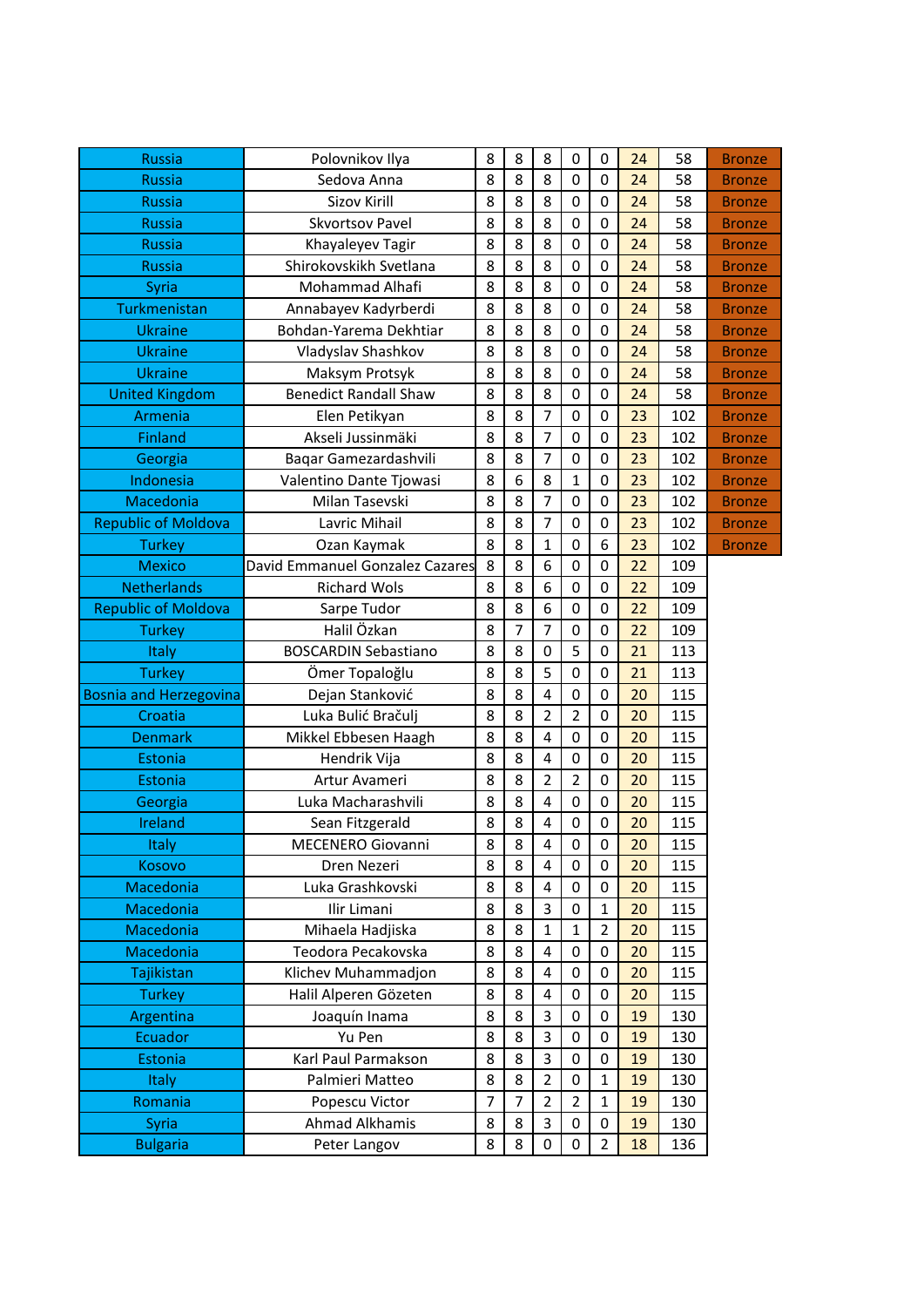| | | | | | | | | | |
|---|---|---|---|---|---|---|---|---|---|
| Russia | Polovnikov Ilya | 8 | 8 | 8 | 0 | 0 | 24 | 58 | Bronze |
| Russia | Sedova Anna | 8 | 8 | 8 | 0 | 0 | 24 | 58 | Bronze |
| Russia | Sizov Kirill | 8 | 8 | 8 | 0 | 0 | 24 | 58 | Bronze |
| Russia | Skvortsov Pavel | 8 | 8 | 8 | 0 | 0 | 24 | 58 | Bronze |
| Russia | Khayaleyev Tagir | 8 | 8 | 8 | 0 | 0 | 24 | 58 | Bronze |
| Russia | Shirokovskikh Svetlana | 8 | 8 | 8 | 0 | 0 | 24 | 58 | Bronze |
| Syria | Mohammad Alhafi | 8 | 8 | 8 | 0 | 0 | 24 | 58 | Bronze |
| Turkmenistan | Annabayev Kadyrberdi | 8 | 8 | 8 | 0 | 0 | 24 | 58 | Bronze |
| Ukraine | Bohdan-Yarema Dekhtiar | 8 | 8 | 8 | 0 | 0 | 24 | 58 | Bronze |
| Ukraine | Vladyslav Shashkov | 8 | 8 | 8 | 0 | 0 | 24 | 58 | Bronze |
| Ukraine | Maksym Protsyk | 8 | 8 | 8 | 0 | 0 | 24 | 58 | Bronze |
| United Kingdom | Benedict Randall Shaw | 8 | 8 | 8 | 0 | 0 | 24 | 58 | Bronze |
| Armenia | Elen Petikyan | 8 | 8 | 7 | 0 | 0 | 23 | 102 | Bronze |
| Finland | Akseli Jussinmäki | 8 | 8 | 7 | 0 | 0 | 23 | 102 | Bronze |
| Georgia | Baqar Gamezardashvili | 8 | 8 | 7 | 0 | 0 | 23 | 102 | Bronze |
| Indonesia | Valentino Dante Tjowasi | 8 | 6 | 8 | 1 | 0 | 23 | 102 | Bronze |
| Macedonia | Milan Tasevski | 8 | 8 | 7 | 0 | 0 | 23 | 102 | Bronze |
| Republic of Moldova | Lavric Mihail | 8 | 8 | 7 | 0 | 0 | 23 | 102 | Bronze |
| Turkey | Ozan Kaymak | 8 | 8 | 1 | 0 | 6 | 23 | 102 | Bronze |
| Mexico | David Emmanuel Gonzalez Cazares | 8 | 8 | 6 | 0 | 0 | 22 | 109 | |
| Netherlands | Richard Wols | 8 | 8 | 6 | 0 | 0 | 22 | 109 | |
| Republic of Moldova | Sarpe Tudor | 8 | 8 | 6 | 0 | 0 | 22 | 109 | |
| Turkey | Halil Özkan | 8 | 7 | 7 | 0 | 0 | 22 | 109 | |
| Italy | BOSCARDIN Sebastiano | 8 | 8 | 0 | 5 | 0 | 21 | 113 | |
| Turkey | Ömer Topaloğlu | 8 | 8 | 5 | 0 | 0 | 21 | 113 | |
| Bosnia and Herzegovina | Dejan Stanković | 8 | 8 | 4 | 0 | 0 | 20 | 115 | |
| Croatia | Luka Bulić Bračulj | 8 | 8 | 2 | 2 | 0 | 20 | 115 | |
| Denmark | Mikkel Ebbesen Haagh | 8 | 8 | 4 | 0 | 0 | 20 | 115 | |
| Estonia | Hendrik Vija | 8 | 8 | 4 | 0 | 0 | 20 | 115 | |
| Estonia | Artur Avameri | 8 | 8 | 2 | 2 | 0 | 20 | 115 | |
| Georgia | Luka Macharashvili | 8 | 8 | 4 | 0 | 0 | 20 | 115 | |
| Ireland | Sean Fitzgerald | 8 | 8 | 4 | 0 | 0 | 20 | 115 | |
| Italy | MECENERO Giovanni | 8 | 8 | 4 | 0 | 0 | 20 | 115 | |
| Kosovo | Dren Nezeri | 8 | 8 | 4 | 0 | 0 | 20 | 115 | |
| Macedonia | Luka Grashkovski | 8 | 8 | 4 | 0 | 0 | 20 | 115 | |
| Macedonia | Ilir Limani | 8 | 8 | 3 | 0 | 1 | 20 | 115 | |
| Macedonia | Mihaela Hadjiska | 8 | 8 | 1 | 1 | 2 | 20 | 115 | |
| Macedonia | Teodora Pecakovska | 8 | 8 | 4 | 0 | 0 | 20 | 115 | |
| Tajikistan | Klichev Muhammadjon | 8 | 8 | 4 | 0 | 0 | 20 | 115 | |
| Turkey | Halil Alperen Gözeten | 8 | 8 | 4 | 0 | 0 | 20 | 115 | |
| Argentina | Joaquín Inama | 8 | 8 | 3 | 0 | 0 | 19 | 130 | |
| Ecuador | Yu Pen | 8 | 8 | 3 | 0 | 0 | 19 | 130 | |
| Estonia | Karl Paul Parmakson | 8 | 8 | 3 | 0 | 0 | 19 | 130 | |
| Italy | Palmieri Matteo | 8 | 8 | 2 | 0 | 1 | 19 | 130 | |
| Romania | Popescu Victor | 7 | 7 | 2 | 2 | 1 | 19 | 130 | |
| Syria | Ahmad Alkhamis | 8 | 8 | 3 | 0 | 0 | 19 | 130 | |
| Bulgaria | Peter Langov | 8 | 8 | 0 | 0 | 2 | 18 | 136 | |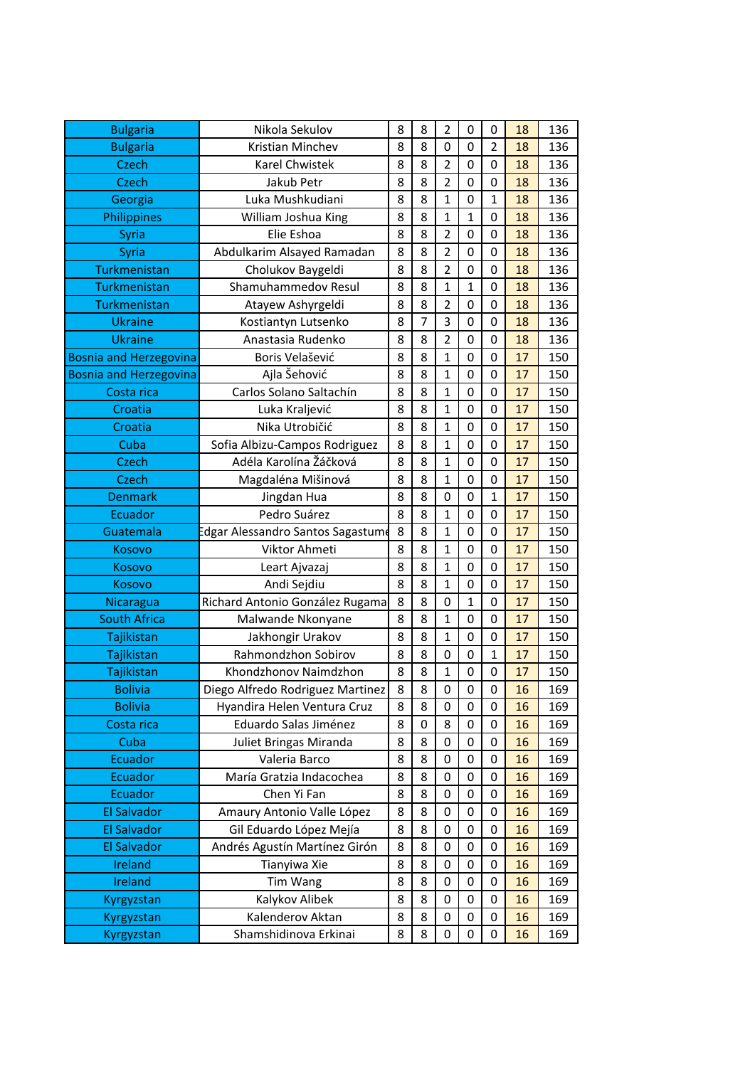| | | | | | | | | |
|---|---|---|---|---|---|---|---|---|
| Bulgaria | Nikola Sekulov | 8 | 8 | 2 | 0 | 0 | 18 | 136 |
| Bulgaria | Kristian Minchev | 8 | 8 | 0 | 0 | 2 | 18 | 136 |
| Czech | Karel Chwistek | 8 | 8 | 2 | 0 | 0 | 18 | 136 |
| Czech | Jakub Petr | 8 | 8 | 2 | 0 | 0 | 18 | 136 |
| Georgia | Luka Mushkudiani | 8 | 8 | 1 | 0 | 1 | 18 | 136 |
| Philippines | William Joshua King | 8 | 8 | 1 | 1 | 0 | 18 | 136 |
| Syria | Elie Eshoa | 8 | 8 | 2 | 0 | 0 | 18 | 136 |
| Syria | Abdulkarim Alsayed Ramadan | 8 | 8 | 2 | 0 | 0 | 18 | 136 |
| Turkmenistan | Cholukov Baygeldi | 8 | 8 | 2 | 0 | 0 | 18 | 136 |
| Turkmenistan | Shamuhammedov Resul | 8 | 8 | 1 | 1 | 0 | 18 | 136 |
| Turkmenistan | Atayew Ashyrgeldi | 8 | 8 | 2 | 0 | 0 | 18 | 136 |
| Ukraine | Kostiantyn Lutsenko | 8 | 7 | 3 | 0 | 0 | 18 | 136 |
| Ukraine | Anastasia Rudenko | 8 | 8 | 2 | 0 | 0 | 18 | 136 |
| Bosnia and Herzegovina | Boris Velašević | 8 | 8 | 1 | 0 | 0 | 17 | 150 |
| Bosnia and Herzegovina | Ajla Šehović | 8 | 8 | 1 | 0 | 0 | 17 | 150 |
| Costa rica | Carlos Solano Saltachín | 8 | 8 | 1 | 0 | 0 | 17 | 150 |
| Croatia | Luka Kraljević | 8 | 8 | 1 | 0 | 0 | 17 | 150 |
| Croatia | Nika Utrobičić | 8 | 8 | 1 | 0 | 0 | 17 | 150 |
| Cuba | Sofia Albizu-Campos Rodriguez | 8 | 8 | 1 | 0 | 0 | 17 | 150 |
| Czech | Adéla Karolína Žáčková | 8 | 8 | 1 | 0 | 0 | 17 | 150 |
| Czech | Magdaléna Mišinová | 8 | 8 | 1 | 0 | 0 | 17 | 150 |
| Denmark | Jingdan Hua | 8 | 8 | 0 | 0 | 1 | 17 | 150 |
| Ecuador | Pedro Suárez | 8 | 8 | 1 | 0 | 0 | 17 | 150 |
| Guatemala | Edgar Alessandro Santos Sagastume | 8 | 8 | 1 | 0 | 0 | 17 | 150 |
| Kosovo | Viktor Ahmeti | 8 | 8 | 1 | 0 | 0 | 17 | 150 |
| Kosovo | Leart Ajvazaj | 8 | 8 | 1 | 0 | 0 | 17 | 150 |
| Kosovo | Andi Sejdiu | 8 | 8 | 1 | 0 | 0 | 17 | 150 |
| Nicaragua | Richard Antonio González Rugama | 8 | 8 | 0 | 1 | 0 | 17 | 150 |
| South Africa | Malwande Nkonyane | 8 | 8 | 1 | 0 | 0 | 17 | 150 |
| Tajikistan | Jakhongir Urakov | 8 | 8 | 1 | 0 | 0 | 17 | 150 |
| Tajikistan | Rahmondzhon Sobirov | 8 | 8 | 0 | 0 | 1 | 17 | 150 |
| Tajikistan | Khondzhonov Naimdzhon | 8 | 8 | 1 | 0 | 0 | 17 | 150 |
| Bolivia | Diego Alfredo Rodriguez Martinez | 8 | 8 | 0 | 0 | 0 | 16 | 169 |
| Bolivia | Hyandira Helen Ventura Cruz | 8 | 8 | 0 | 0 | 0 | 16 | 169 |
| Costa rica | Eduardo Salas Jiménez | 8 | 0 | 8 | 0 | 0 | 16 | 169 |
| Cuba | Juliet Bringas Miranda | 8 | 8 | 0 | 0 | 0 | 16 | 169 |
| Ecuador | Valeria Barco | 8 | 8 | 0 | 0 | 0 | 16 | 169 |
| Ecuador | María Gratzia Indacochea | 8 | 8 | 0 | 0 | 0 | 16 | 169 |
| Ecuador | Chen Yi Fan | 8 | 8 | 0 | 0 | 0 | 16 | 169 |
| El Salvador | Amaury Antonio Valle López | 8 | 8 | 0 | 0 | 0 | 16 | 169 |
| El Salvador | Gil Eduardo López Mejía | 8 | 8 | 0 | 0 | 0 | 16 | 169 |
| El Salvador | Andrés Agustín Martínez Girón | 8 | 8 | 0 | 0 | 0 | 16 | 169 |
| Ireland | Tianyiwa Xie | 8 | 8 | 0 | 0 | 0 | 16 | 169 |
| Ireland | Tim Wang | 8 | 8 | 0 | 0 | 0 | 16 | 169 |
| Kyrgyzstan | Kalykov Alibek | 8 | 8 | 0 | 0 | 0 | 16 | 169 |
| Kyrgyzstan | Kalenderov Aktan | 8 | 8 | 0 | 0 | 0 | 16 | 169 |
| Kyrgyzstan | Shamshidinova Erkinai | 8 | 8 | 0 | 0 | 0 | 16 | 169 |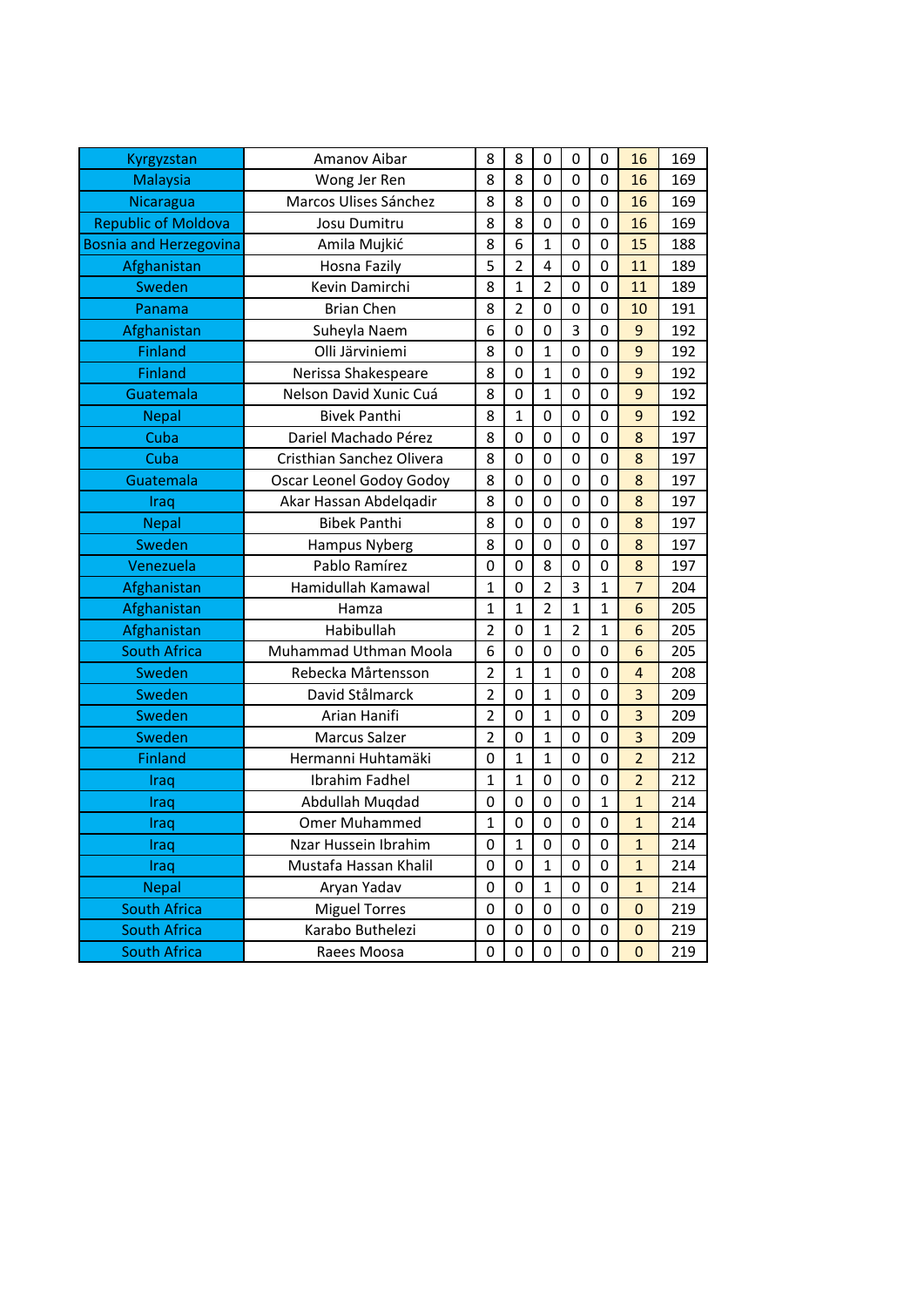| | | | | | | | | |
|---|---|---|---|---|---|---|---|---|
| Kyrgyzstan | Amanov Aibar | 8 | 8 | 0 | 0 | 0 | 16 | 169 |
| Malaysia | Wong Jer Ren | 8 | 8 | 0 | 0 | 0 | 16 | 169 |
| Nicaragua | Marcos Ulises Sánchez | 8 | 8 | 0 | 0 | 0 | 16 | 169 |
| Republic of Moldova | Josu Dumitru | 8 | 8 | 0 | 0 | 0 | 16 | 169 |
| Bosnia and Herzegovina | Amila Mujkić | 8 | 6 | 1 | 0 | 0 | 15 | 188 |
| Afghanistan | Hosna Fazily | 5 | 2 | 4 | 0 | 0 | 11 | 189 |
| Sweden | Kevin Damirchi | 8 | 1 | 2 | 0 | 0 | 11 | 189 |
| Panama | Brian Chen | 8 | 2 | 0 | 0 | 0 | 10 | 191 |
| Afghanistan | Suheyla Naem | 6 | 0 | 0 | 3 | 0 | 9 | 192 |
| Finland | Olli Järviniemi | 8 | 0 | 1 | 0 | 0 | 9 | 192 |
| Finland | Nerissa Shakespeare | 8 | 0 | 1 | 0 | 0 | 9 | 192 |
| Guatemala | Nelson David Xunic Cuá | 8 | 0 | 1 | 0 | 0 | 9 | 192 |
| Nepal | Bivek Panthi | 8 | 1 | 0 | 0 | 0 | 9 | 192 |
| Cuba | Dariel Machado Pérez | 8 | 0 | 0 | 0 | 0 | 8 | 197 |
| Cuba | Cristhian Sanchez Olivera | 8 | 0 | 0 | 0 | 0 | 8 | 197 |
| Guatemala | Oscar Leonel Godoy Godoy | 8 | 0 | 0 | 0 | 0 | 8 | 197 |
| Iraq | Akar Hassan Abdelqadir | 8 | 0 | 0 | 0 | 0 | 8 | 197 |
| Nepal | Bibek Panthi | 8 | 0 | 0 | 0 | 0 | 8 | 197 |
| Sweden | Hampus Nyberg | 8 | 0 | 0 | 0 | 0 | 8 | 197 |
| Venezuela | Pablo Ramírez | 0 | 0 | 8 | 0 | 0 | 8 | 197 |
| Afghanistan | Hamidullah Kamawal | 1 | 0 | 2 | 3 | 1 | 7 | 204 |
| Afghanistan | Hamza | 1 | 1 | 2 | 1 | 1 | 6 | 205 |
| Afghanistan | Habibullah | 2 | 0 | 1 | 2 | 1 | 6 | 205 |
| South Africa | Muhammad Uthman Moola | 6 | 0 | 0 | 0 | 0 | 6 | 205 |
| Sweden | Rebecka Mårtensson | 2 | 1 | 1 | 0 | 0 | 4 | 208 |
| Sweden | David Stålmarck | 2 | 0 | 1 | 0 | 0 | 3 | 209 |
| Sweden | Arian Hanifi | 2 | 0 | 1 | 0 | 0 | 3 | 209 |
| Sweden | Marcus Salzer | 2 | 0 | 1 | 0 | 0 | 3 | 209 |
| Finland | Hermanni Huhtamäki | 0 | 1 | 1 | 0 | 0 | 2 | 212 |
| Iraq | Ibrahim Fadhel | 1 | 1 | 0 | 0 | 0 | 2 | 212 |
| Iraq | Abdullah Muqdad | 0 | 0 | 0 | 0 | 1 | 1 | 214 |
| Iraq | Omer Muhammed | 1 | 0 | 0 | 0 | 0 | 1 | 214 |
| Iraq | Nzar Hussein Ibrahim | 0 | 1 | 0 | 0 | 0 | 1 | 214 |
| Iraq | Mustafa Hassan Khalil | 0 | 0 | 1 | 0 | 0 | 1 | 214 |
| Nepal | Aryan Yadav | 0 | 0 | 1 | 0 | 0 | 1 | 214 |
| South Africa | Miguel Torres | 0 | 0 | 0 | 0 | 0 | 0 | 219 |
| South Africa | Karabo Buthelezi | 0 | 0 | 0 | 0 | 0 | 0 | 219 |
| South Africa | Raees Moosa | 0 | 0 | 0 | 0 | 0 | 0 | 219 |